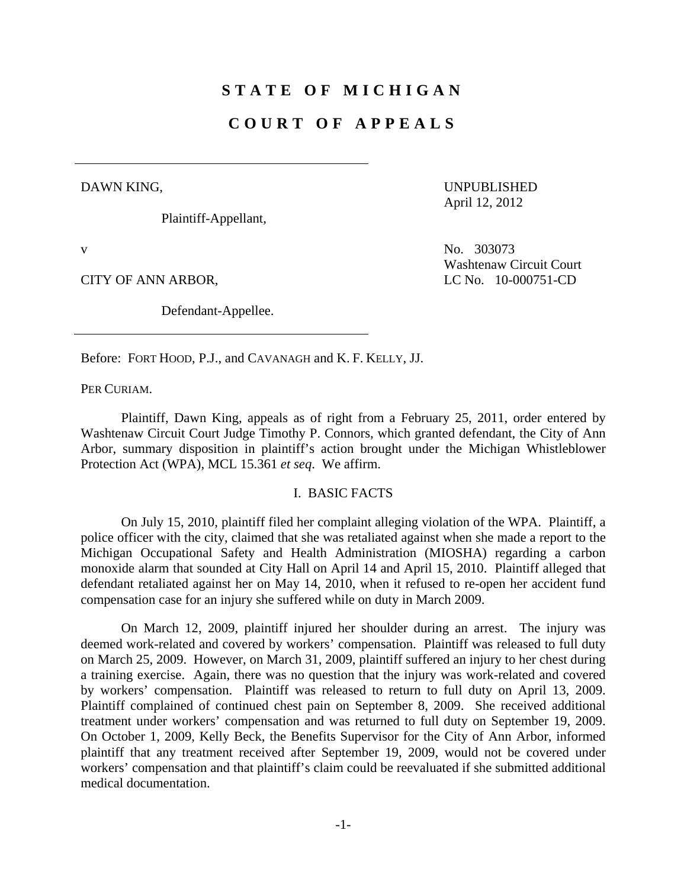# STATE OF MICHIGAN

# COURT OF APPEALS

DAWN KING,

Plaintiff-Appellant,

v

CITY OF ANN ARBOR,

Defendant-Appellee.

UNPUBLISHED
April 12, 2012

No. 303073
Washtenaw Circuit Court
LC No. 10-000751-CD

Before: FORT HOOD, P.J., and CAVANAGH and K. F. KELLY, JJ.

PER CURIAM.

Plaintiff, Dawn King, appeals as of right from a February 25, 2011, order entered by Washtenaw Circuit Court Judge Timothy P. Connors, which granted defendant, the City of Ann Arbor, summary disposition in plaintiff's action brought under the Michigan Whistleblower Protection Act (WPA), MCL 15.361 *et seq*. We affirm.

## I. BASIC FACTS

On July 15, 2010, plaintiff filed her complaint alleging violation of the WPA. Plaintiff, a police officer with the city, claimed that she was retaliated against when she made a report to the Michigan Occupational Safety and Health Administration (MIOSHA) regarding a carbon monoxide alarm that sounded at City Hall on April 14 and April 15, 2010. Plaintiff alleged that defendant retaliated against her on May 14, 2010, when it refused to re-open her accident fund compensation case for an injury she suffered while on duty in March 2009.

On March 12, 2009, plaintiff injured her shoulder during an arrest. The injury was deemed work-related and covered by workers' compensation. Plaintiff was released to full duty on March 25, 2009. However, on March 31, 2009, plaintiff suffered an injury to her chest during a training exercise. Again, there was no question that the injury was work-related and covered by workers' compensation. Plaintiff was released to return to full duty on April 13, 2009. Plaintiff complained of continued chest pain on September 8, 2009. She received additional treatment under workers' compensation and was returned to full duty on September 19, 2009. On October 1, 2009, Kelly Beck, the Benefits Supervisor for the City of Ann Arbor, informed plaintiff that any treatment received after September 19, 2009, would not be covered under workers' compensation and that plaintiff's claim could be reevaluated if she submitted additional medical documentation.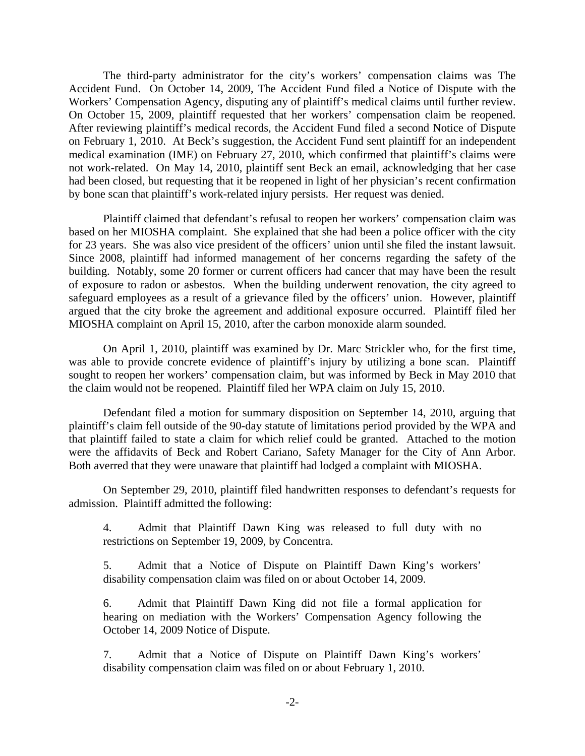The third-party administrator for the city's workers' compensation claims was The Accident Fund. On October 14, 2009, The Accident Fund filed a Notice of Dispute with the Workers' Compensation Agency, disputing any of plaintiff's medical claims until further review. On October 15, 2009, plaintiff requested that her workers' compensation claim be reopened. After reviewing plaintiff's medical records, the Accident Fund filed a second Notice of Dispute on February 1, 2010. At Beck's suggestion, the Accident Fund sent plaintiff for an independent medical examination (IME) on February 27, 2010, which confirmed that plaintiff's claims were not work-related. On May 14, 2010, plaintiff sent Beck an email, acknowledging that her case had been closed, but requesting that it be reopened in light of her physician's recent confirmation by bone scan that plaintiff's work-related injury persists. Her request was denied.

Plaintiff claimed that defendant's refusal to reopen her workers' compensation claim was based on her MIOSHA complaint. She explained that she had been a police officer with the city for 23 years. She was also vice president of the officers' union until she filed the instant lawsuit. Since 2008, plaintiff had informed management of her concerns regarding the safety of the building. Notably, some 20 former or current officers had cancer that may have been the result of exposure to radon or asbestos. When the building underwent renovation, the city agreed to safeguard employees as a result of a grievance filed by the officers' union. However, plaintiff argued that the city broke the agreement and additional exposure occurred. Plaintiff filed her MIOSHA complaint on April 15, 2010, after the carbon monoxide alarm sounded.

On April 1, 2010, plaintiff was examined by Dr. Marc Strickler who, for the first time, was able to provide concrete evidence of plaintiff's injury by utilizing a bone scan. Plaintiff sought to reopen her workers' compensation claim, but was informed by Beck in May 2010 that the claim would not be reopened. Plaintiff filed her WPA claim on July 15, 2010.

Defendant filed a motion for summary disposition on September 14, 2010, arguing that plaintiff's claim fell outside of the 90-day statute of limitations period provided by the WPA and that plaintiff failed to state a claim for which relief could be granted. Attached to the motion were the affidavits of Beck and Robert Cariano, Safety Manager for the City of Ann Arbor. Both averred that they were unaware that plaintiff had lodged a complaint with MIOSHA.

On September 29, 2010, plaintiff filed handwritten responses to defendant's requests for admission. Plaintiff admitted the following:

> 4. Admit that Plaintiff Dawn King was released to full duty with no restrictions on September 19, 2009, by Concentra.
>
> 5. Admit that a Notice of Dispute on Plaintiff Dawn King's workers' disability compensation claim was filed on or about October 14, 2009.
>
> 6. Admit that Plaintiff Dawn King did not file a formal application for hearing on mediation with the Workers' Compensation Agency following the October 14, 2009 Notice of Dispute.
>
> 7. Admit that a Notice of Dispute on Plaintiff Dawn King's workers' disability compensation claim was filed on or about February 1, 2010.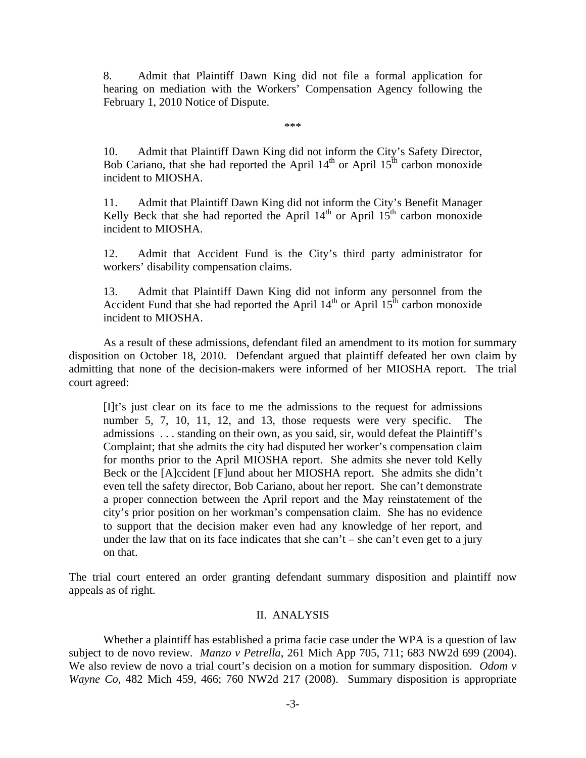8. Admit that Plaintiff Dawn King did not file a formal application for hearing on mediation with the Workers' Compensation Agency following the February 1, 2010 Notice of Dispute.

\*\*\*

10. Admit that Plaintiff Dawn King did not inform the City's Safety Director, Bob Cariano, that she had reported the April 14th or April 15th carbon monoxide incident to MIOSHA.

11. Admit that Plaintiff Dawn King did not inform the City's Benefit Manager Kelly Beck that she had reported the April 14th or April 15th carbon monoxide incident to MIOSHA.

12. Admit that Accident Fund is the City's third party administrator for workers' disability compensation claims.

13. Admit that Plaintiff Dawn King did not inform any personnel from the Accident Fund that she had reported the April 14th or April 15th carbon monoxide incident to MIOSHA.

As a result of these admissions, defendant filed an amendment to its motion for summary disposition on October 18, 2010. Defendant argued that plaintiff defeated her own claim by admitting that none of the decision-makers were informed of her MIOSHA report. The trial court agreed:

> [I]t's just clear on its face to me the admissions to the request for admissions number 5, 7, 10, 11, 12, and 13, those requests were very specific. The admissions . . . standing on their own, as you said, sir, would defeat the Plaintiff's Complaint; that she admits the city had disputed her worker's compensation claim for months prior to the April MIOSHA report. She admits she never told Kelly Beck or the [A]ccident [F]und about her MIOSHA report. She admits she didn't even tell the safety director, Bob Cariano, about her report. She can't demonstrate a proper connection between the April report and the May reinstatement of the city's prior position on her workman's compensation claim. She has no evidence to support that the decision maker even had any knowledge of her report, and under the law that on its face indicates that she can't – she can't even get to a jury on that.

The trial court entered an order granting defendant summary disposition and plaintiff now appeals as of right.

## II. ANALYSIS

Whether a plaintiff has established a prima facie case under the WPA is a question of law subject to de novo review. *Manzo v Petrella*, 261 Mich App 705, 711; 683 NW2d 699 (2004). We also review de novo a trial court's decision on a motion for summary disposition. *Odom v Wayne Co*, 482 Mich 459, 466; 760 NW2d 217 (2008). Summary disposition is appropriate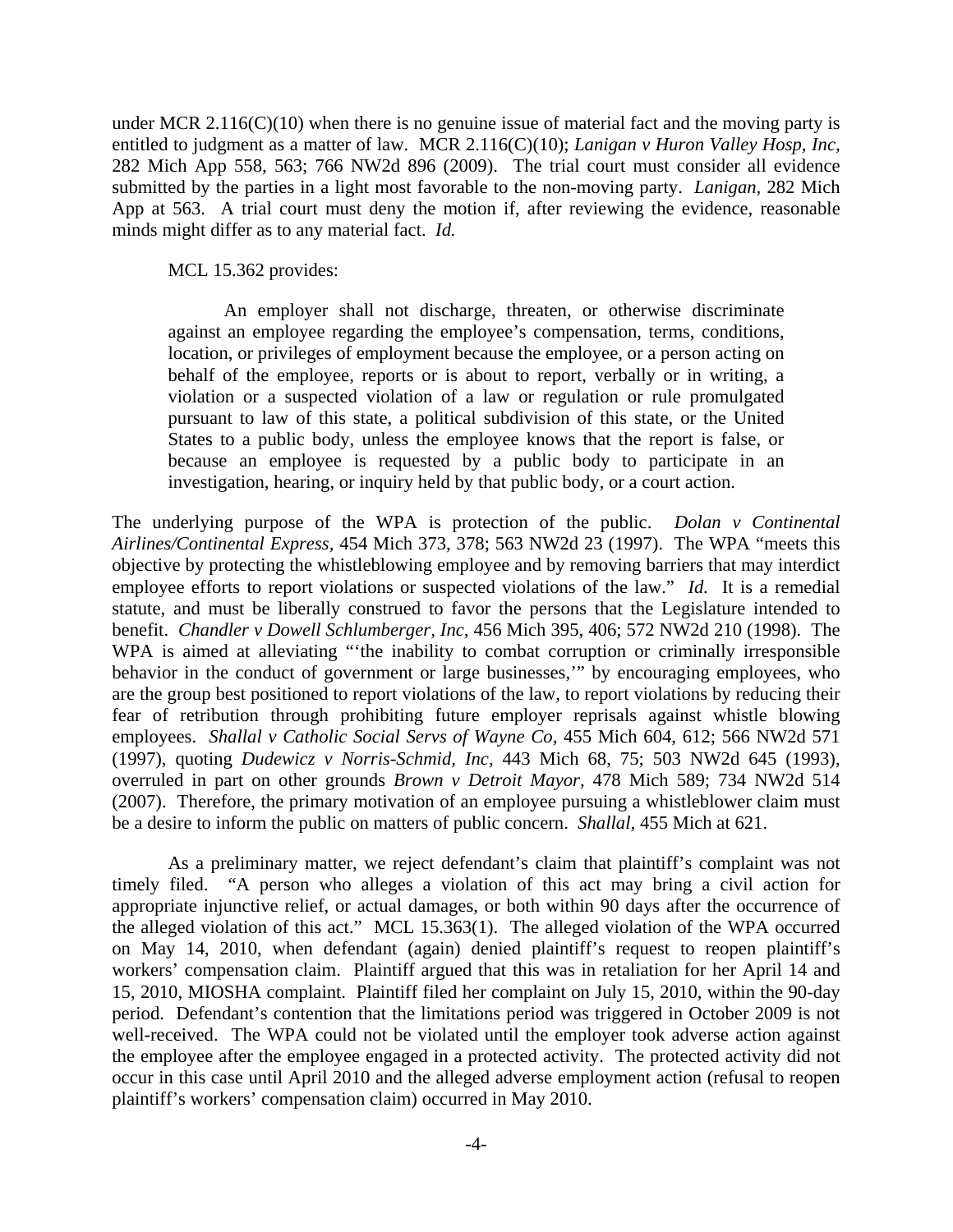under MCR 2.116(C)(10) when there is no genuine issue of material fact and the moving party is entitled to judgment as a matter of law. MCR 2.116(C)(10); *Lanigan v Huron Valley Hosp, Inc*, 282 Mich App 558, 563; 766 NW2d 896 (2009). The trial court must consider all evidence submitted by the parties in a light most favorable to the non-moving party. *Lanigan*, 282 Mich App at 563. A trial court must deny the motion if, after reviewing the evidence, reasonable minds might differ as to any material fact. *Id.*

MCL 15.362 provides:

> An employer shall not discharge, threaten, or otherwise discriminate against an employee regarding the employee's compensation, terms, conditions, location, or privileges of employment because the employee, or a person acting on behalf of the employee, reports or is about to report, verbally or in writing, a violation or a suspected violation of a law or regulation or rule promulgated pursuant to law of this state, a political subdivision of this state, or the United States to a public body, unless the employee knows that the report is false, or because an employee is requested by a public body to participate in an investigation, hearing, or inquiry held by that public body, or a court action.

The underlying purpose of the WPA is protection of the public. *Dolan v Continental Airlines/Continental Express*, 454 Mich 373, 378; 563 NW2d 23 (1997). The WPA "meets this objective by protecting the whistleblowing employee and by removing barriers that may interdict employee efforts to report violations or suspected violations of the law." *Id.* It is a remedial statute, and must be liberally construed to favor the persons that the Legislature intended to benefit. *Chandler v Dowell Schlumberger, Inc*, 456 Mich 395, 406; 572 NW2d 210 (1998). The WPA is aimed at alleviating "'the inability to combat corruption or criminally irresponsible behavior in the conduct of government or large businesses,'" by encouraging employees, who are the group best positioned to report violations of the law, to report violations by reducing their fear of retribution through prohibiting future employer reprisals against whistle blowing employees. *Shallal v Catholic Social Servs of Wayne Co*, 455 Mich 604, 612; 566 NW2d 571 (1997), quoting *Dudewicz v Norris-Schmid, Inc*, 443 Mich 68, 75; 503 NW2d 645 (1993), overruled in part on other grounds *Brown v Detroit Mayor*, 478 Mich 589; 734 NW2d 514 (2007). Therefore, the primary motivation of an employee pursuing a whistleblower claim must be a desire to inform the public on matters of public concern. *Shallal*, 455 Mich at 621.

As a preliminary matter, we reject defendant's claim that plaintiff's complaint was not timely filed. "A person who alleges a violation of this act may bring a civil action for appropriate injunctive relief, or actual damages, or both within 90 days after the occurrence of the alleged violation of this act." MCL 15.363(1). The alleged violation of the WPA occurred on May 14, 2010, when defendant (again) denied plaintiff's request to reopen plaintiff's workers' compensation claim. Plaintiff argued that this was in retaliation for her April 14 and 15, 2010, MIOSHA complaint. Plaintiff filed her complaint on July 15, 2010, within the 90-day period. Defendant's contention that the limitations period was triggered in October 2009 is not well-received. The WPA could not be violated until the employer took adverse action against the employee after the employee engaged in a protected activity. The protected activity did not occur in this case until April 2010 and the alleged adverse employment action (refusal to reopen plaintiff's workers' compensation claim) occurred in May 2010.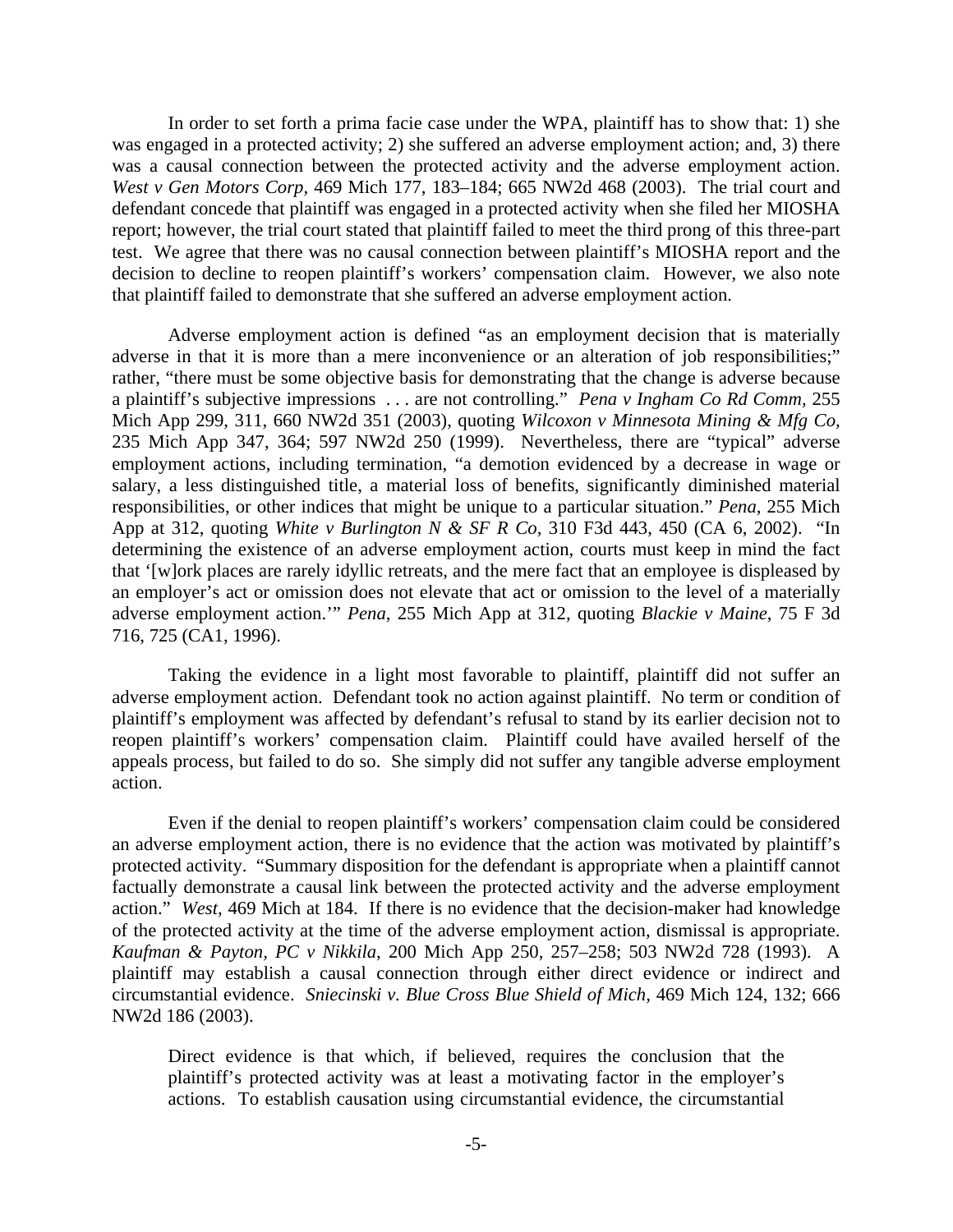In order to set forth a prima facie case under the WPA, plaintiff has to show that: 1) she was engaged in a protected activity; 2) she suffered an adverse employment action; and, 3) there was a causal connection between the protected activity and the adverse employment action. *West v Gen Motors Corp*, 469 Mich 177, 183–184; 665 NW2d 468 (2003). The trial court and defendant concede that plaintiff was engaged in a protected activity when she filed her MIOSHA report; however, the trial court stated that plaintiff failed to meet the third prong of this three-part test. We agree that there was no causal connection between plaintiff's MIOSHA report and the decision to decline to reopen plaintiff's workers' compensation claim. However, we also note that plaintiff failed to demonstrate that she suffered an adverse employment action.

Adverse employment action is defined "as an employment decision that is materially adverse in that it is more than a mere inconvenience or an alteration of job responsibilities;" rather, "there must be some objective basis for demonstrating that the change is adverse because a plaintiff's subjective impressions . . . are not controlling." *Pena v Ingham Co Rd Comm*, 255 Mich App 299, 311, 660 NW2d 351 (2003), quoting *Wilcoxon v Minnesota Mining & Mfg Co*, 235 Mich App 347, 364; 597 NW2d 250 (1999). Nevertheless, there are "typical" adverse employment actions, including termination, "a demotion evidenced by a decrease in wage or salary, a less distinguished title, a material loss of benefits, significantly diminished material responsibilities, or other indices that might be unique to a particular situation." *Pena*, 255 Mich App at 312, quoting *White v Burlington N & SF R Co*, 310 F3d 443, 450 (CA 6, 2002). "In determining the existence of an adverse employment action, courts must keep in mind the fact that '[w]ork places are rarely idyllic retreats, and the mere fact that an employee is displeased by an employer's act or omission does not elevate that act or omission to the level of a materially adverse employment action.'" *Pena*, 255 Mich App at 312, quoting *Blackie v Maine*, 75 F 3d 716, 725 (CA1, 1996).

Taking the evidence in a light most favorable to plaintiff, plaintiff did not suffer an adverse employment action. Defendant took no action against plaintiff. No term or condition of plaintiff's employment was affected by defendant's refusal to stand by its earlier decision not to reopen plaintiff's workers' compensation claim. Plaintiff could have availed herself of the appeals process, but failed to do so. She simply did not suffer any tangible adverse employment action.

Even if the denial to reopen plaintiff's workers' compensation claim could be considered an adverse employment action, there is no evidence that the action was motivated by plaintiff's protected activity. "Summary disposition for the defendant is appropriate when a plaintiff cannot factually demonstrate a causal link between the protected activity and the adverse employment action." *West*, 469 Mich at 184. If there is no evidence that the decision-maker had knowledge of the protected activity at the time of the adverse employment action, dismissal is appropriate. *Kaufman & Payton, PC v Nikkila*, 200 Mich App 250, 257–258; 503 NW2d 728 (1993). A plaintiff may establish a causal connection through either direct evidence or indirect and circumstantial evidence. *Sniecinski v. Blue Cross Blue Shield of Mich*, 469 Mich 124, 132; 666 NW2d 186 (2003).

> Direct evidence is that which, if believed, requires the conclusion that the plaintiff's protected activity was at least a motivating factor in the employer's actions. To establish causation using circumstantial evidence, the circumstantial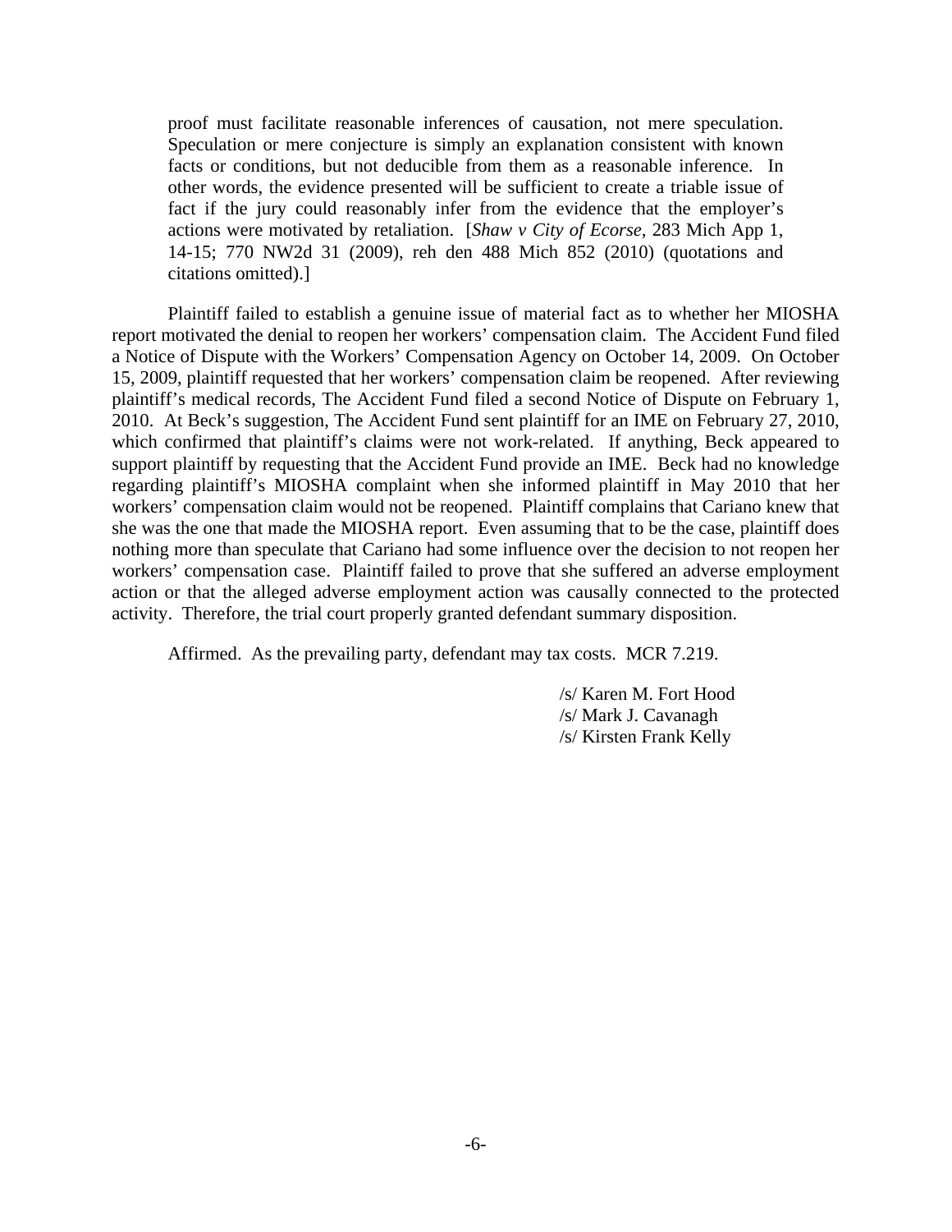> proof must facilitate reasonable inferences of causation, not mere speculation. Speculation or mere conjecture is simply an explanation consistent with known facts or conditions, but not deducible from them as a reasonable inference. In other words, the evidence presented will be sufficient to create a triable issue of fact if the jury could reasonably infer from the evidence that the employer's actions were motivated by retaliation. [*Shaw v City of Ecorse*, 283 Mich App 1, 14-15; 770 NW2d 31 (2009), reh den 488 Mich 852 (2010) (quotations and citations omitted).]

Plaintiff failed to establish a genuine issue of material fact as to whether her MIOSHA report motivated the denial to reopen her workers' compensation claim. The Accident Fund filed a Notice of Dispute with the Workers' Compensation Agency on October 14, 2009. On October 15, 2009, plaintiff requested that her workers' compensation claim be reopened. After reviewing plaintiff's medical records, The Accident Fund filed a second Notice of Dispute on February 1, 2010. At Beck's suggestion, The Accident Fund sent plaintiff for an IME on February 27, 2010, which confirmed that plaintiff's claims were not work-related. If anything, Beck appeared to support plaintiff by requesting that the Accident Fund provide an IME. Beck had no knowledge regarding plaintiff's MIOSHA complaint when she informed plaintiff in May 2010 that her workers' compensation claim would not be reopened. Plaintiff complains that Cariano knew that she was the one that made the MIOSHA report. Even assuming that to be the case, plaintiff does nothing more than speculate that Cariano had some influence over the decision to not reopen her workers' compensation case. Plaintiff failed to prove that she suffered an adverse employment action or that the alleged adverse employment action was causally connected to the protected activity. Therefore, the trial court properly granted defendant summary disposition.

Affirmed. As the prevailing party, defendant may tax costs. MCR 7.219.

/s/ Karen M. Fort Hood
/s/ Mark J. Cavanagh
/s/ Kirsten Frank Kelly